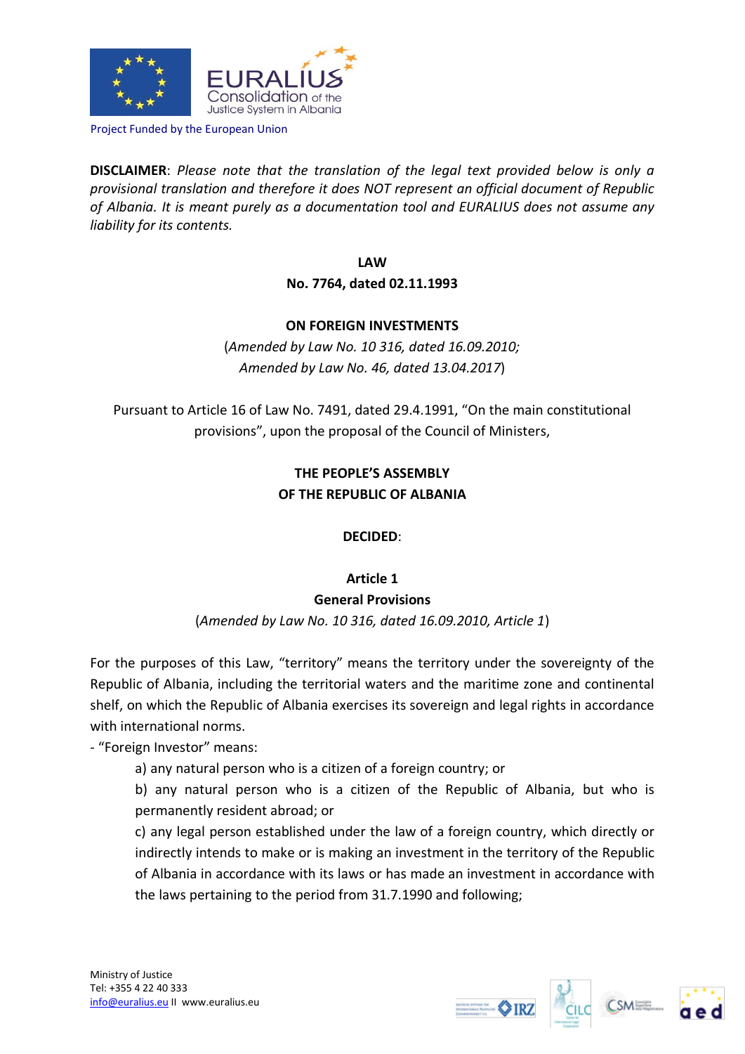Project Funded by the European Union

**DISCLAIMER**: *Please note that the translation of the legal text provided below is only a provisional translation and therefore it does NOT represent an official document of Republic of Albania. It is meant purely as a documentation tool and EURALIUS does not assume any liability for its contents.*

# LAW
## No. 7764, dated 02.11.1993

## ON FOREIGN INVESTMENTS

(*Amended by Law No. 10 316, dated 16.09.2010; Amended by Law No. 46, dated 13.04.2017*)

Pursuant to Article 16 of Law No. 7491, dated 29.4.1991, "On the main constitutional provisions", upon the proposal of the Council of Ministers,

**THE PEOPLE'S ASSEMBLY OF THE REPUBLIC OF ALBANIA**

**DECIDED**:

### Article 1
### General Provisions

(*Amended by Law No. 10 316, dated 16.09.2010, Article 1*)

For the purposes of this Law, "territory" means the territory under the sovereignty of the Republic of Albania, including the territorial waters and the maritime zone and continental shelf, on which the Republic of Albania exercises its sovereign and legal rights in accordance with international norms.

- "Foreign Investor" means:
  - a) any natural person who is a citizen of a foreign country; or
  - b) any natural person who is a citizen of the Republic of Albania, but who is permanently resident abroad; or
  - c) any legal person established under the law of a foreign country, which directly or indirectly intends to make or is making an investment in the territory of the Republic of Albania in accordance with its laws or has made an investment in accordance with the laws pertaining to the period from 31.7.1990 and following;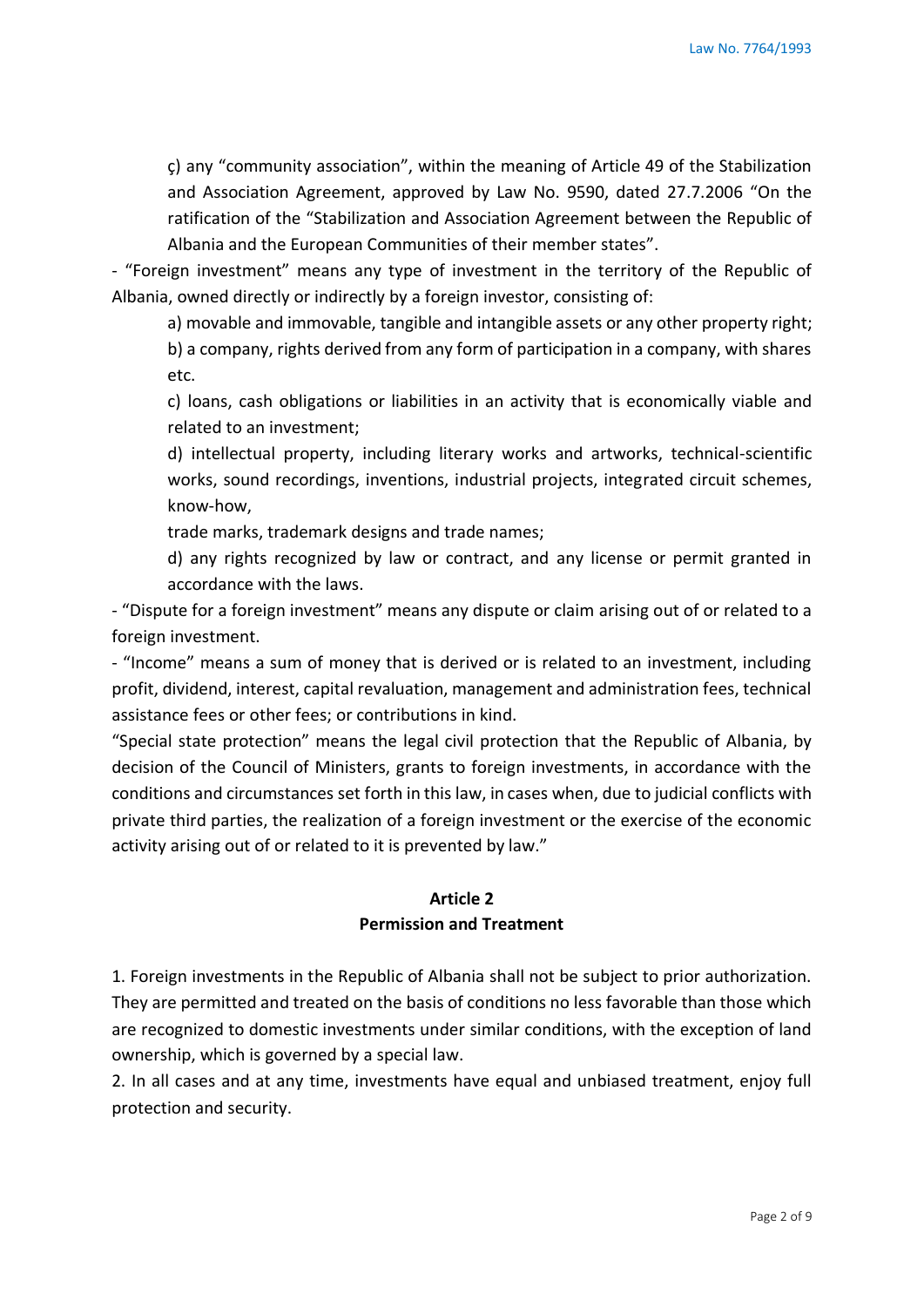ç) any "community association", within the meaning of Article 49 of the Stabilization and Association Agreement, approved by Law No. 9590, dated 27.7.2006 "On the ratification of the "Stabilization and Association Agreement between the Republic of Albania and the European Communities of their member states".

- "Foreign investment" means any type of investment in the territory of the Republic of Albania, owned directly or indirectly by a foreign investor, consisting of:

  a) movable and immovable, tangible and intangible assets or any other property right;

  b) a company, rights derived from any form of participation in a company, with shares etc.

  c) loans, cash obligations or liabilities in an activity that is economically viable and related to an investment;

  d) intellectual property, including literary works and artworks, technical-scientific works, sound recordings, inventions, industrial projects, integrated circuit schemes, know-how,

  trade marks, trademark designs and trade names;

  d) any rights recognized by law or contract, and any license or permit granted in accordance with the laws.

- "Dispute for a foreign investment" means any dispute or claim arising out of or related to a foreign investment.

- "Income" means a sum of money that is derived or is related to an investment, including profit, dividend, interest, capital revaluation, management and administration fees, technical assistance fees or other fees; or contributions in kind.

"Special state protection" means the legal civil protection that the Republic of Albania, by decision of the Council of Ministers, grants to foreign investments, in accordance with the conditions and circumstances set forth in this law, in cases when, due to judicial conflicts with private third parties, the realization of a foreign investment or the exercise of the economic activity arising out of or related to it is prevented by law."

## Article 2
## Permission and Treatment

1. Foreign investments in the Republic of Albania shall not be subject to prior authorization. They are permitted and treated on the basis of conditions no less favorable than those which are recognized to domestic investments under similar conditions, with the exception of land ownership, which is governed by a special law.

2. In all cases and at any time, investments have equal and unbiased treatment, enjoy full protection and security.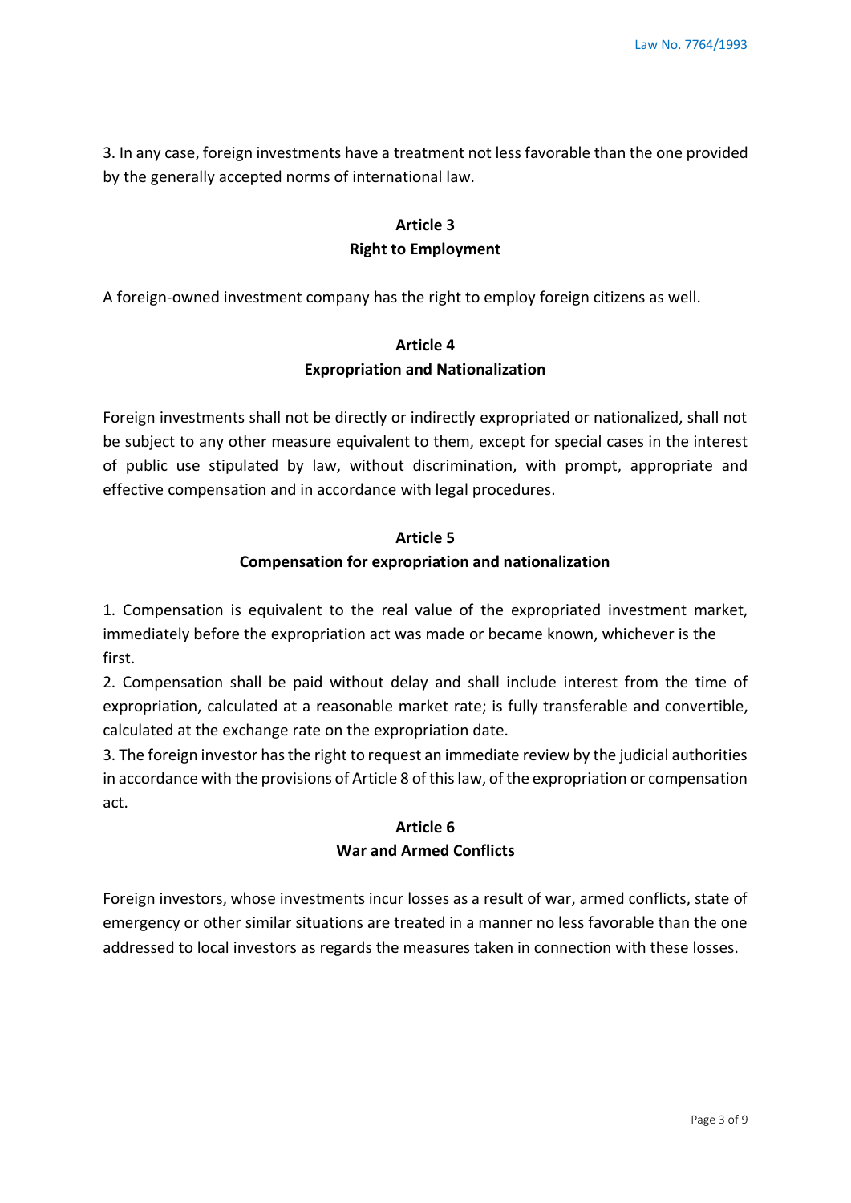3. In any case, foreign investments have a treatment not less favorable than the one provided by the generally accepted norms of international law.

## Article 3
## Right to Employment

A foreign-owned investment company has the right to employ foreign citizens as well.

## Article 4
## Expropriation and Nationalization

Foreign investments shall not be directly or indirectly expropriated or nationalized, shall not be subject to any other measure equivalent to them, except for special cases in the interest of public use stipulated by law, without discrimination, with prompt, appropriate and effective compensation and in accordance with legal procedures.

## Article 5
## Compensation for expropriation and nationalization

1. Compensation is equivalent to the real value of the expropriated investment market, immediately before the expropriation act was made or became known, whichever is the first.
2. Compensation shall be paid without delay and shall include interest from the time of expropriation, calculated at a reasonable market rate; is fully transferable and convertible, calculated at the exchange rate on the expropriation date.
3. The foreign investor has the right to request an immediate review by the judicial authorities in accordance with the provisions of Article 8 of this law, of the expropriation or compensation act.

## Article 6
## War and Armed Conflicts

Foreign investors, whose investments incur losses as a result of war, armed conflicts, state of emergency or other similar situations are treated in a manner no less favorable than the one addressed to local investors as regards the measures taken in connection with these losses.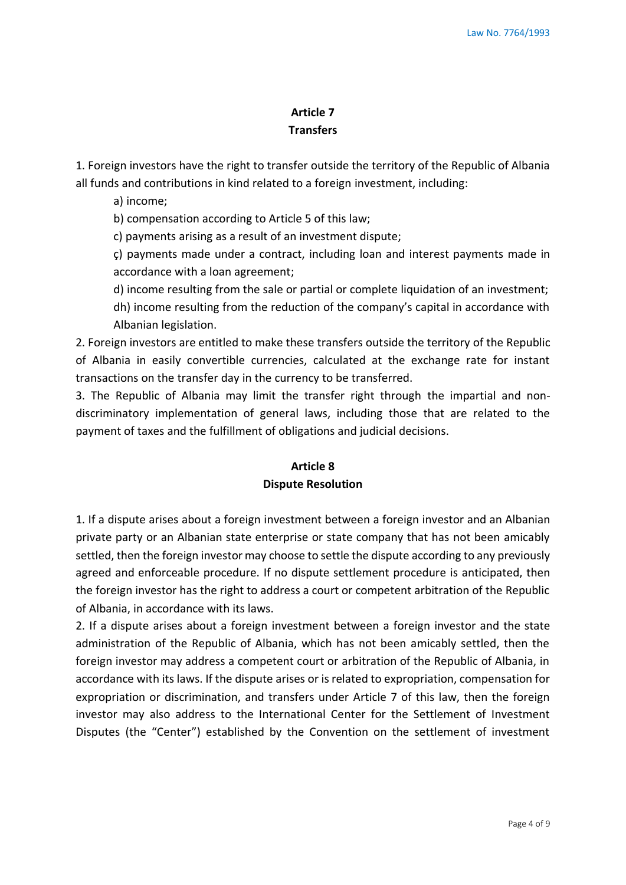## Article 7
## Transfers

1. Foreign investors have the right to transfer outside the territory of the Republic of Albania all funds and contributions in kind related to a foreign investment, including:

    a) income;

    b) compensation according to Article 5 of this law;

    c) payments arising as a result of an investment dispute;

    ç) payments made under a contract, including loan and interest payments made in accordance with a loan agreement;

    d) income resulting from the sale or partial or complete liquidation of an investment;

    dh) income resulting from the reduction of the company's capital in accordance with Albanian legislation.

2. Foreign investors are entitled to make these transfers outside the territory of the Republic of Albania in easily convertible currencies, calculated at the exchange rate for instant transactions on the transfer day in the currency to be transferred.

3. The Republic of Albania may limit the transfer right through the impartial and non-discriminatory implementation of general laws, including those that are related to the payment of taxes and the fulfillment of obligations and judicial decisions.

## Article 8
## Dispute Resolution

1. If a dispute arises about a foreign investment between a foreign investor and an Albanian private party or an Albanian state enterprise or state company that has not been amicably settled, then the foreign investor may choose to settle the dispute according to any previously agreed and enforceable procedure. If no dispute settlement procedure is anticipated, then the foreign investor has the right to address a court or competent arbitration of the Republic of Albania, in accordance with its laws.

2. If a dispute arises about a foreign investment between a foreign investor and the state administration of the Republic of Albania, which has not been amicably settled, then the foreign investor may address a competent court or arbitration of the Republic of Albania, in accordance with its laws. If the dispute arises or is related to expropriation, compensation for expropriation or discrimination, and transfers under Article 7 of this law, then the foreign investor may also address to the International Center for the Settlement of Investment Disputes (the "Center") established by the Convention on the settlement of investment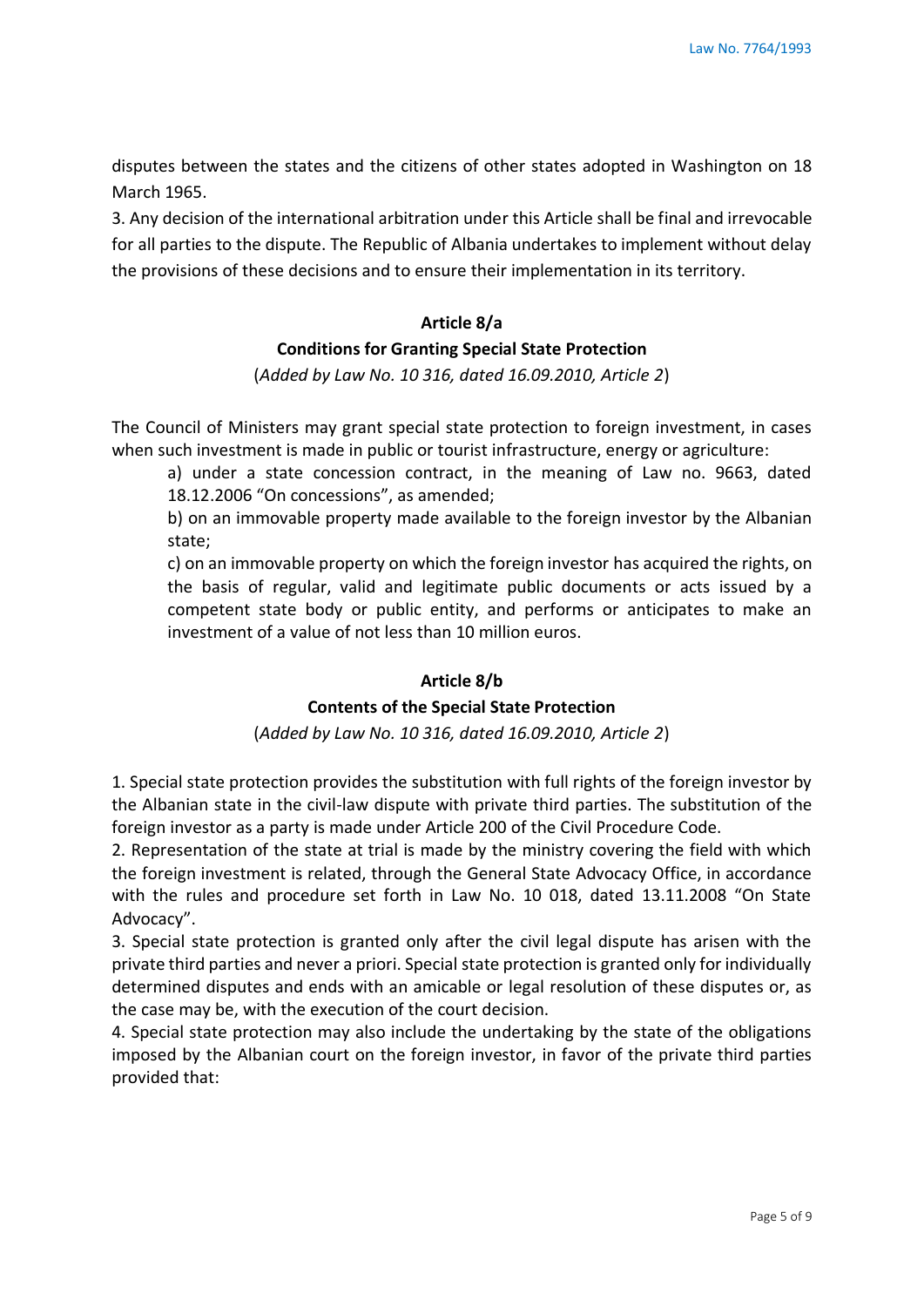disputes between the states and the citizens of other states adopted in Washington on 18 March 1965.

3. Any decision of the international arbitration under this Article shall be final and irrevocable for all parties to the dispute. The Republic of Albania undertakes to implement without delay the provisions of these decisions and to ensure their implementation in its territory.

### Article 8/a

### Conditions for Granting Special State Protection

(*Added by Law No. 10 316, dated 16.09.2010, Article 2*)

The Council of Ministers may grant special state protection to foreign investment, in cases when such investment is made in public or tourist infrastructure, energy or agriculture:

a) under a state concession contract, in the meaning of Law no. 9663, dated 18.12.2006 "On concessions", as amended;

b) on an immovable property made available to the foreign investor by the Albanian state;

c) on an immovable property on which the foreign investor has acquired the rights, on the basis of regular, valid and legitimate public documents or acts issued by a competent state body or public entity, and performs or anticipates to make an investment of a value of not less than 10 million euros.

### Article 8/b

### Contents of the Special State Protection

(*Added by Law No. 10 316, dated 16.09.2010, Article 2*)

1. Special state protection provides the substitution with full rights of the foreign investor by the Albanian state in the civil-law dispute with private third parties. The substitution of the foreign investor as a party is made under Article 200 of the Civil Procedure Code.

2. Representation of the state at trial is made by the ministry covering the field with which the foreign investment is related, through the General State Advocacy Office, in accordance with the rules and procedure set forth in Law No. 10 018, dated 13.11.2008 "On State Advocacy".

3. Special state protection is granted only after the civil legal dispute has arisen with the private third parties and never a priori. Special state protection is granted only for individually determined disputes and ends with an amicable or legal resolution of these disputes or, as the case may be, with the execution of the court decision.

4. Special state protection may also include the undertaking by the state of the obligations imposed by the Albanian court on the foreign investor, in favor of the private third parties provided that: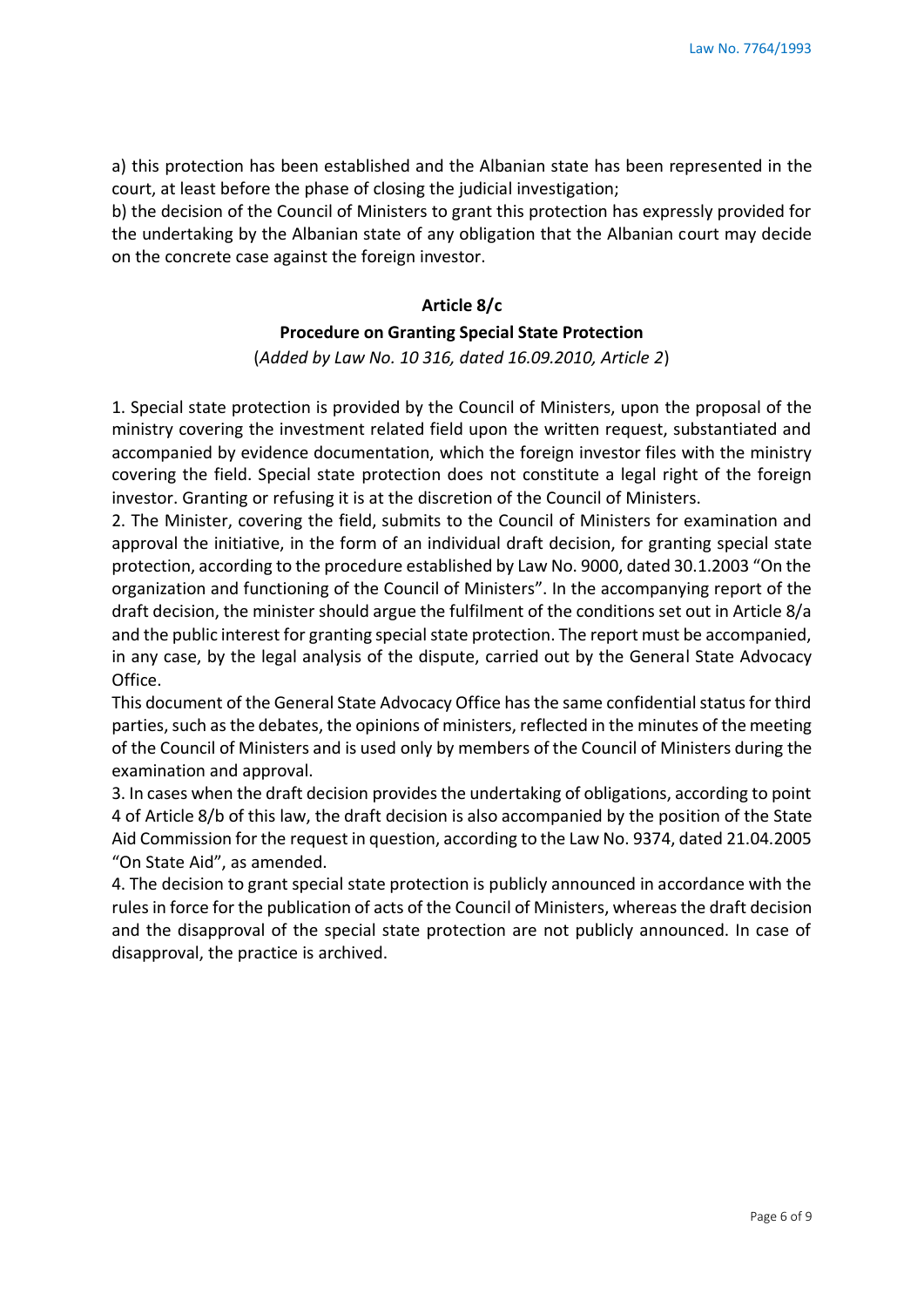a) this protection has been established and the Albanian state has been represented in the court, at least before the phase of closing the judicial investigation;

b) the decision of the Council of Ministers to grant this protection has expressly provided for the undertaking by the Albanian state of any obligation that the Albanian court may decide on the concrete case against the foreign investor.

### Article 8/c

### Procedure on Granting Special State Protection

(*Added by Law No. 10 316, dated 16.09.2010, Article 2*)

1. Special state protection is provided by the Council of Ministers, upon the proposal of the ministry covering the investment related field upon the written request, substantiated and accompanied by evidence documentation, which the foreign investor files with the ministry covering the field. Special state protection does not constitute a legal right of the foreign investor. Granting or refusing it is at the discretion of the Council of Ministers.

2. The Minister, covering the field, submits to the Council of Ministers for examination and approval the initiative, in the form of an individual draft decision, for granting special state protection, according to the procedure established by Law No. 9000, dated 30.1.2003 "On the organization and functioning of the Council of Ministers". In the accompanying report of the draft decision, the minister should argue the fulfilment of the conditions set out in Article 8/a and the public interest for granting special state protection. The report must be accompanied, in any case, by the legal analysis of the dispute, carried out by the General State Advocacy Office.

This document of the General State Advocacy Office has the same confidential status for third parties, such as the debates, the opinions of ministers, reflected in the minutes of the meeting of the Council of Ministers and is used only by members of the Council of Ministers during the examination and approval.

3. In cases when the draft decision provides the undertaking of obligations, according to point 4 of Article 8/b of this law, the draft decision is also accompanied by the position of the State Aid Commission for the request in question, according to the Law No. 9374, dated 21.04.2005 "On State Aid", as amended.

4. The decision to grant special state protection is publicly announced in accordance with the rules in force for the publication of acts of the Council of Ministers, whereas the draft decision and the disapproval of the special state protection are not publicly announced. In case of disapproval, the practice is archived.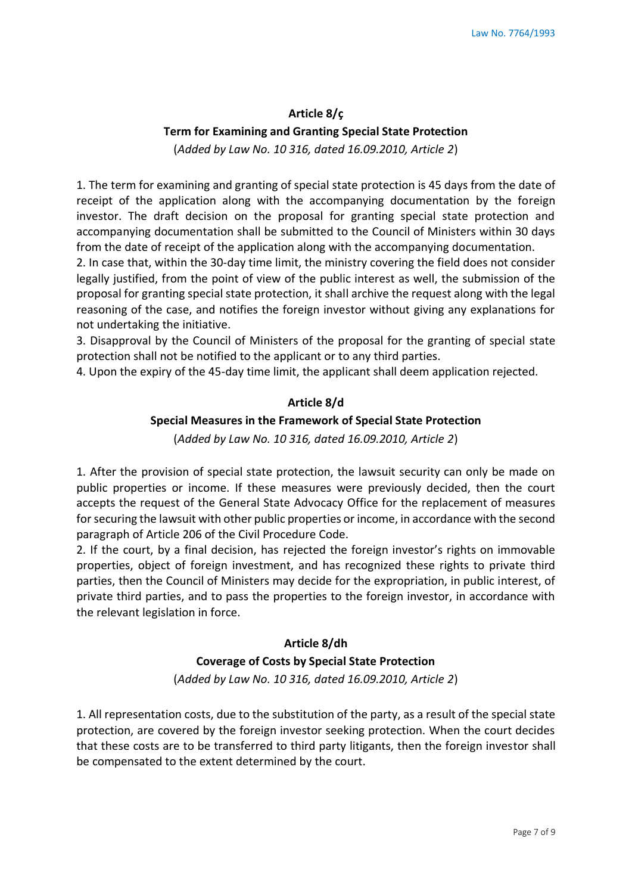## Article 8/ç

### Term for Examining and Granting Special State Protection

(*Added by Law No. 10 316, dated 16.09.2010, Article 2*)

1. The term for examining and granting of special state protection is 45 days from the date of receipt of the application along with the accompanying documentation by the foreign investor. The draft decision on the proposal for granting special state protection and accompanying documentation shall be submitted to the Council of Ministers within 30 days from the date of receipt of the application along with the accompanying documentation.
2. In case that, within the 30-day time limit, the ministry covering the field does not consider legally justified, from the point of view of the public interest as well, the submission of the proposal for granting special state protection, it shall archive the request along with the legal reasoning of the case, and notifies the foreign investor without giving any explanations for not undertaking the initiative.
3. Disapproval by the Council of Ministers of the proposal for the granting of special state protection shall not be notified to the applicant or to any third parties.
4. Upon the expiry of the 45-day time limit, the applicant shall deem application rejected.

## Article 8/d

### Special Measures in the Framework of Special State Protection

(*Added by Law No. 10 316, dated 16.09.2010, Article 2*)

1. After the provision of special state protection, the lawsuit security can only be made on public properties or income. If these measures were previously decided, then the court accepts the request of the General State Advocacy Office for the replacement of measures for securing the lawsuit with other public properties or income, in accordance with the second paragraph of Article 206 of the Civil Procedure Code.
2. If the court, by a final decision, has rejected the foreign investor's rights on immovable properties, object of foreign investment, and has recognized these rights to private third parties, then the Council of Ministers may decide for the expropriation, in public interest, of private third parties, and to pass the properties to the foreign investor, in accordance with the relevant legislation in force.

## Article 8/dh

### Coverage of Costs by Special State Protection

(*Added by Law No. 10 316, dated 16.09.2010, Article 2*)

1. All representation costs, due to the substitution of the party, as a result of the special state protection, are covered by the foreign investor seeking protection. When the court decides that these costs are to be transferred to third party litigants, then the foreign investor shall be compensated to the extent determined by the court.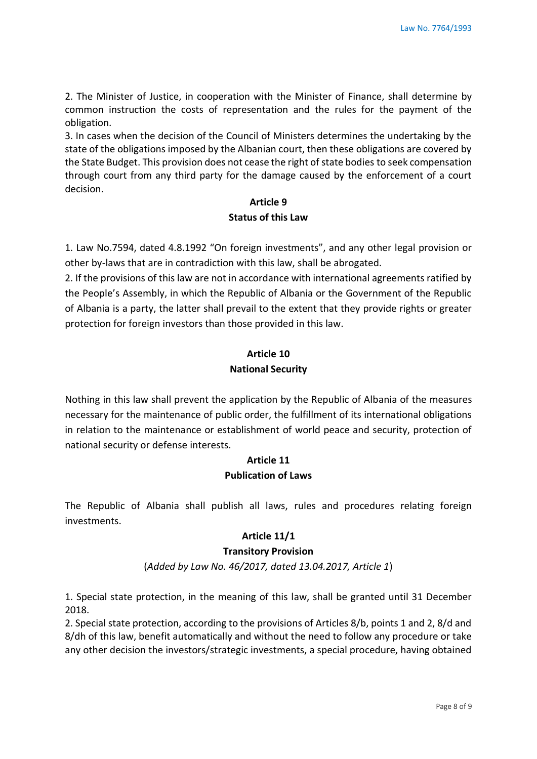2. The Minister of Justice, in cooperation with the Minister of Finance, shall determine by common instruction the costs of representation and the rules for the payment of the obligation.
3. In cases when the decision of the Council of Ministers determines the undertaking by the state of the obligations imposed by the Albanian court, then these obligations are covered by the State Budget. This provision does not cease the right of state bodies to seek compensation through court from any third party for the damage caused by the enforcement of a court decision.

## Article 9
## Status of this Law

1. Law No.7594, dated 4.8.1992 "On foreign investments", and any other legal provision or other by-laws that are in contradiction with this law, shall be abrogated.
2. If the provisions of this law are not in accordance with international agreements ratified by the People's Assembly, in which the Republic of Albania or the Government of the Republic of Albania is a party, the latter shall prevail to the extent that they provide rights or greater protection for foreign investors than those provided in this law.

## Article 10
## National Security

Nothing in this law shall prevent the application by the Republic of Albania of the measures necessary for the maintenance of public order, the fulfillment of its international obligations in relation to the maintenance or establishment of world peace and security, protection of national security or defense interests.

## Article 11
## Publication of Laws

The Republic of Albania shall publish all laws, rules and procedures relating foreign investments.

## Article 11/1
## Transitory Provision

(*Added by Law No. 46/2017, dated 13.04.2017, Article 1*)

1. Special state protection, in the meaning of this law, shall be granted until 31 December 2018.
2. Special state protection, according to the provisions of Articles 8/b, points 1 and 2, 8/d and 8/dh of this law, benefit automatically and without the need to follow any procedure or take any other decision the investors/strategic investments, a special procedure, having obtained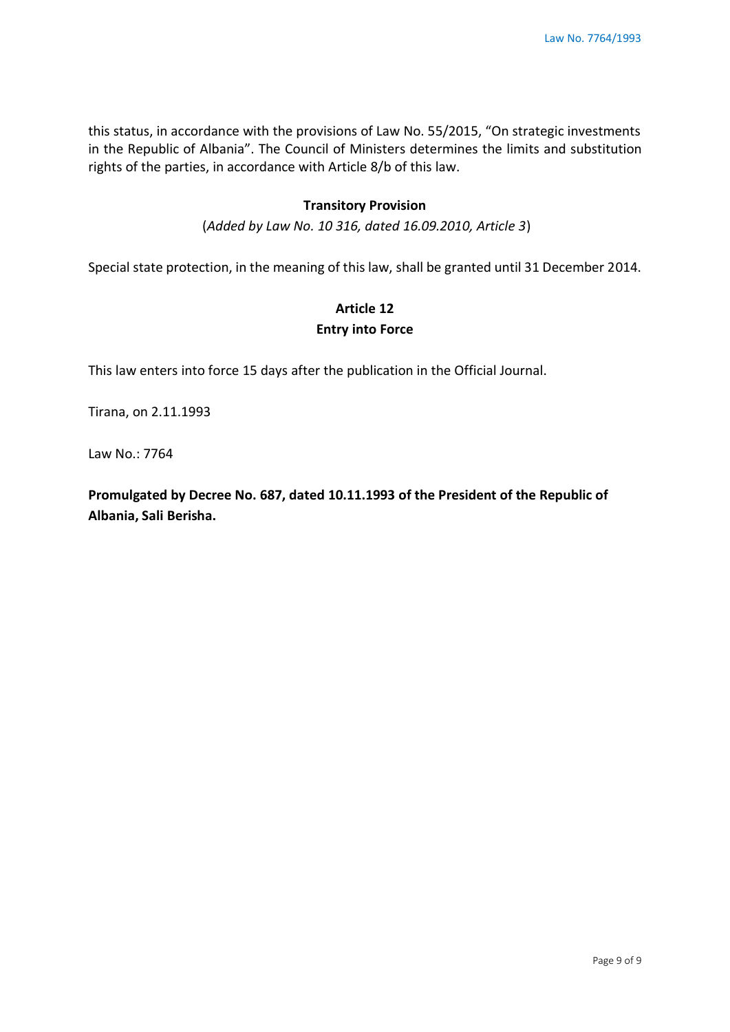this status, in accordance with the provisions of Law No. 55/2015, "On strategic investments in the Republic of Albania". The Council of Ministers determines the limits and substitution rights of the parties, in accordance with Article 8/b of this law.

**Transitory Provision**

(*Added by Law No. 10 316, dated 16.09.2010, Article 3*)

Special state protection, in the meaning of this law, shall be granted until 31 December 2014.

## Article 12
## Entry into Force

This law enters into force 15 days after the publication in the Official Journal.

Tirana, on 2.11.1993

Law No.: 7764

**Promulgated by Decree No. 687, dated 10.11.1993 of the President of the Republic of Albania, Sali Berisha.**